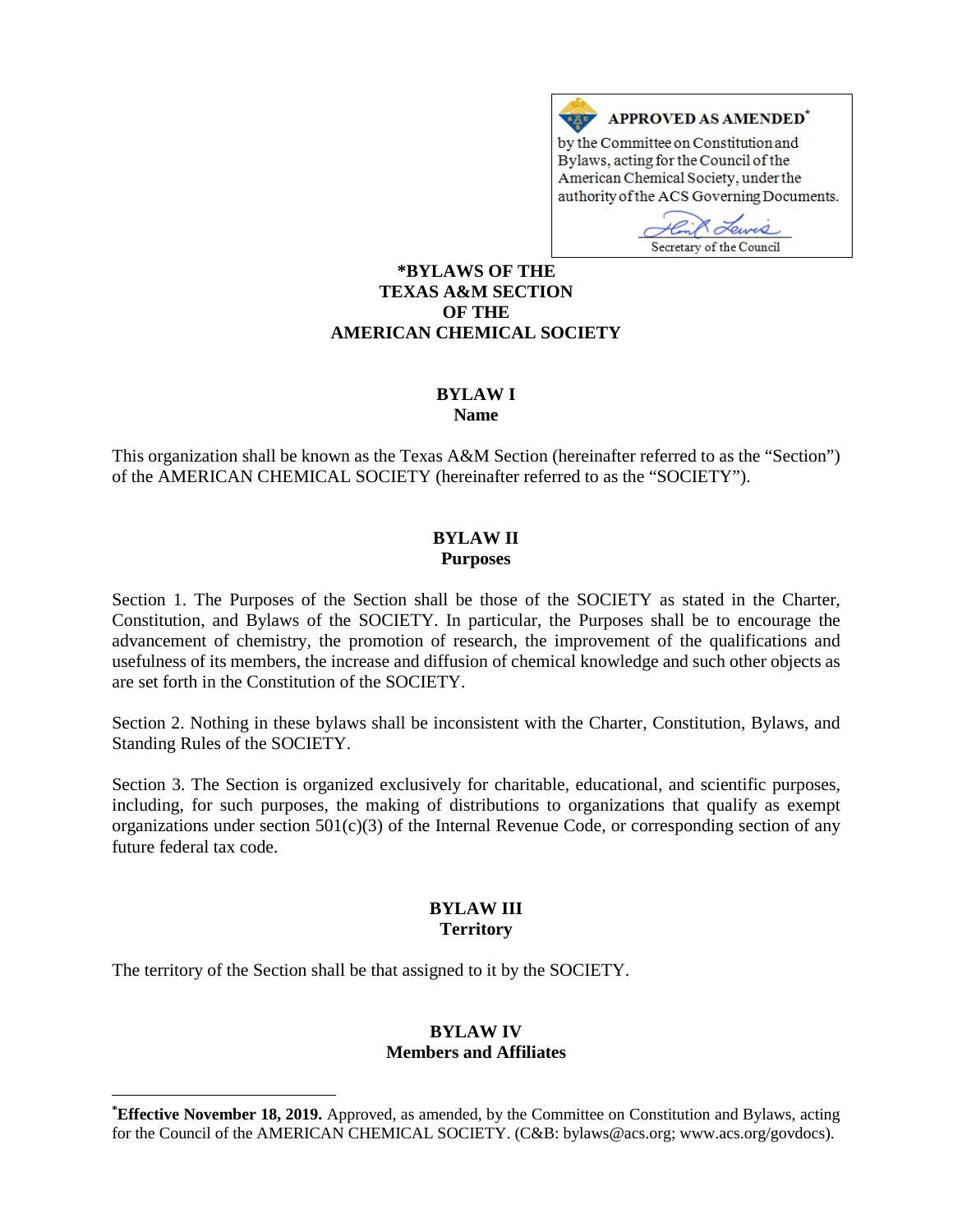**APPROVED AS AMENDED**[*]

by the Committee on Constitution and Bylaws, acting for the Council of the American Chemical Society, under the authority of the ACS Governing Documents.

Secretary of the Council

# *BYLAWS OF THE TEXAS A&M SECTION OF THE AMERICAN CHEMICAL SOCIETY

## BYLAW I
### Name

This organization shall be known as the Texas A&M Section (hereinafter referred to as the "Section") of the AMERICAN CHEMICAL SOCIETY (hereinafter referred to as the "SOCIETY").

## BYLAW II
### Purposes

Section 1. The Purposes of the Section shall be those of the SOCIETY as stated in the Charter, Constitution, and Bylaws of the SOCIETY. In particular, the Purposes shall be to encourage the advancement of chemistry, the promotion of research, the improvement of the qualifications and usefulness of its members, the increase and diffusion of chemical knowledge and such other objects as are set forth in the Constitution of the SOCIETY.

Section 2. Nothing in these bylaws shall be inconsistent with the Charter, Constitution, Bylaws, and Standing Rules of the SOCIETY.

Section 3. The Section is organized exclusively for charitable, educational, and scientific purposes, including, for such purposes, the making of distributions to organizations that qualify as exempt organizations under section 501(c)(3) of the Internal Revenue Code, or corresponding section of any future federal tax code.

## BYLAW III
### Territory

The territory of the Section shall be that assigned to it by the SOCIETY.

## BYLAW IV
### Members and Affiliates

---

[*]**Effective November 18, 2019.** Approved, as amended, by the Committee on Constitution and Bylaws, acting for the Council of the AMERICAN CHEMICAL SOCIETY. (C&B: bylaws@acs.org; www.acs.org/govdocs).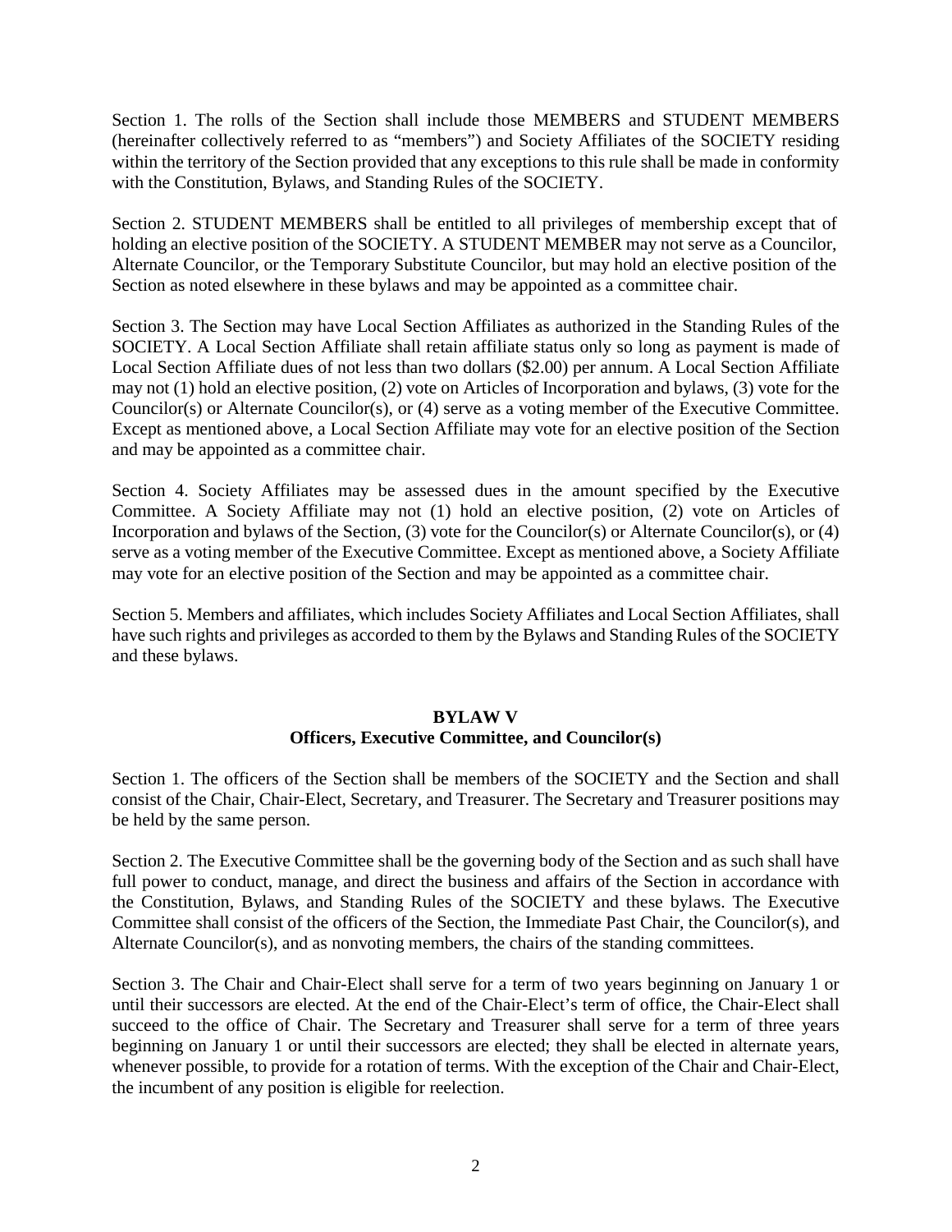Section 1. The rolls of the Section shall include those MEMBERS and STUDENT MEMBERS (hereinafter collectively referred to as "members") and Society Affiliates of the SOCIETY residing within the territory of the Section provided that any exceptions to this rule shall be made in conformity with the Constitution, Bylaws, and Standing Rules of the SOCIETY.

Section 2. STUDENT MEMBERS shall be entitled to all privileges of membership except that of holding an elective position of the SOCIETY. A STUDENT MEMBER may not serve as a Councilor, Alternate Councilor, or the Temporary Substitute Councilor, but may hold an elective position of the Section as noted elsewhere in these bylaws and may be appointed as a committee chair.

Section 3. The Section may have Local Section Affiliates as authorized in the Standing Rules of the SOCIETY. A Local Section Affiliate shall retain affiliate status only so long as payment is made of Local Section Affiliate dues of not less than two dollars ($2.00) per annum. A Local Section Affiliate may not (1) hold an elective position, (2) vote on Articles of Incorporation and bylaws, (3) vote for the Councilor(s) or Alternate Councilor(s), or (4) serve as a voting member of the Executive Committee. Except as mentioned above, a Local Section Affiliate may vote for an elective position of the Section and may be appointed as a committee chair.

Section 4. Society Affiliates may be assessed dues in the amount specified by the Executive Committee. A Society Affiliate may not (1) hold an elective position, (2) vote on Articles of Incorporation and bylaws of the Section, (3) vote for the Councilor(s) or Alternate Councilor(s), or (4) serve as a voting member of the Executive Committee. Except as mentioned above, a Society Affiliate may vote for an elective position of the Section and may be appointed as a committee chair.

Section 5. Members and affiliates, which includes Society Affiliates and Local Section Affiliates, shall have such rights and privileges as accorded to them by the Bylaws and Standing Rules of the SOCIETY and these bylaws.

## BYLAW V
## Officers, Executive Committee, and Councilor(s)

Section 1. The officers of the Section shall be members of the SOCIETY and the Section and shall consist of the Chair, Chair-Elect, Secretary, and Treasurer. The Secretary and Treasurer positions may be held by the same person.

Section 2. The Executive Committee shall be the governing body of the Section and as such shall have full power to conduct, manage, and direct the business and affairs of the Section in accordance with the Constitution, Bylaws, and Standing Rules of the SOCIETY and these bylaws. The Executive Committee shall consist of the officers of the Section, the Immediate Past Chair, the Councilor(s), and Alternate Councilor(s), and as nonvoting members, the chairs of the standing committees.

Section 3. The Chair and Chair-Elect shall serve for a term of two years beginning on January 1 or until their successors are elected. At the end of the Chair-Elect's term of office, the Chair-Elect shall succeed to the office of Chair. The Secretary and Treasurer shall serve for a term of three years beginning on January 1 or until their successors are elected; they shall be elected in alternate years, whenever possible, to provide for a rotation of terms. With the exception of the Chair and Chair-Elect, the incumbent of any position is eligible for reelection.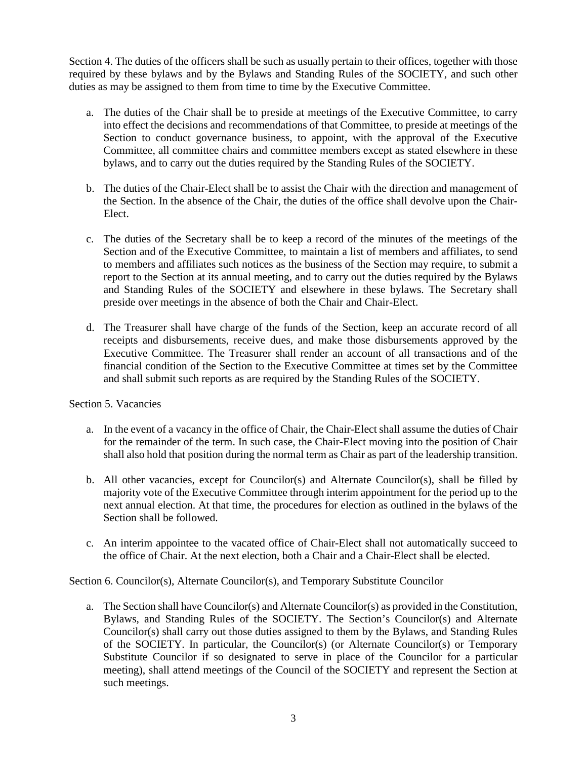Section 4. The duties of the officers shall be such as usually pertain to their offices, together with those required by these bylaws and by the Bylaws and Standing Rules of the SOCIETY, and such other duties as may be assigned to them from time to time by the Executive Committee.

a. The duties of the Chair shall be to preside at meetings of the Executive Committee, to carry into effect the decisions and recommendations of that Committee, to preside at meetings of the Section to conduct governance business, to appoint, with the approval of the Executive Committee, all committee chairs and committee members except as stated elsewhere in these bylaws, and to carry out the duties required by the Standing Rules of the SOCIETY.

b. The duties of the Chair-Elect shall be to assist the Chair with the direction and management of the Section. In the absence of the Chair, the duties of the office shall devolve upon the Chair-Elect.

c. The duties of the Secretary shall be to keep a record of the minutes of the meetings of the Section and of the Executive Committee, to maintain a list of members and affiliates, to send to members and affiliates such notices as the business of the Section may require, to submit a report to the Section at its annual meeting, and to carry out the duties required by the Bylaws and Standing Rules of the SOCIETY and elsewhere in these bylaws. The Secretary shall preside over meetings in the absence of both the Chair and Chair-Elect.

d. The Treasurer shall have charge of the funds of the Section, keep an accurate record of all receipts and disbursements, receive dues, and make those disbursements approved by the Executive Committee. The Treasurer shall render an account of all transactions and of the financial condition of the Section to the Executive Committee at times set by the Committee and shall submit such reports as are required by the Standing Rules of the SOCIETY.

Section 5. Vacancies

a. In the event of a vacancy in the office of Chair, the Chair-Elect shall assume the duties of Chair for the remainder of the term. In such case, the Chair-Elect moving into the position of Chair shall also hold that position during the normal term as Chair as part of the leadership transition.

b. All other vacancies, except for Councilor(s) and Alternate Councilor(s), shall be filled by majority vote of the Executive Committee through interim appointment for the period up to the next annual election. At that time, the procedures for election as outlined in the bylaws of the Section shall be followed.

c. An interim appointee to the vacated office of Chair-Elect shall not automatically succeed to the office of Chair. At the next election, both a Chair and a Chair-Elect shall be elected.

Section 6. Councilor(s), Alternate Councilor(s), and Temporary Substitute Councilor

a. The Section shall have Councilor(s) and Alternate Councilor(s) as provided in the Constitution, Bylaws, and Standing Rules of the SOCIETY. The Section's Councilor(s) and Alternate Councilor(s) shall carry out those duties assigned to them by the Bylaws, and Standing Rules of the SOCIETY. In particular, the Councilor(s) (or Alternate Councilor(s) or Temporary Substitute Councilor if so designated to serve in place of the Councilor for a particular meeting), shall attend meetings of the Council of the SOCIETY and represent the Section at such meetings.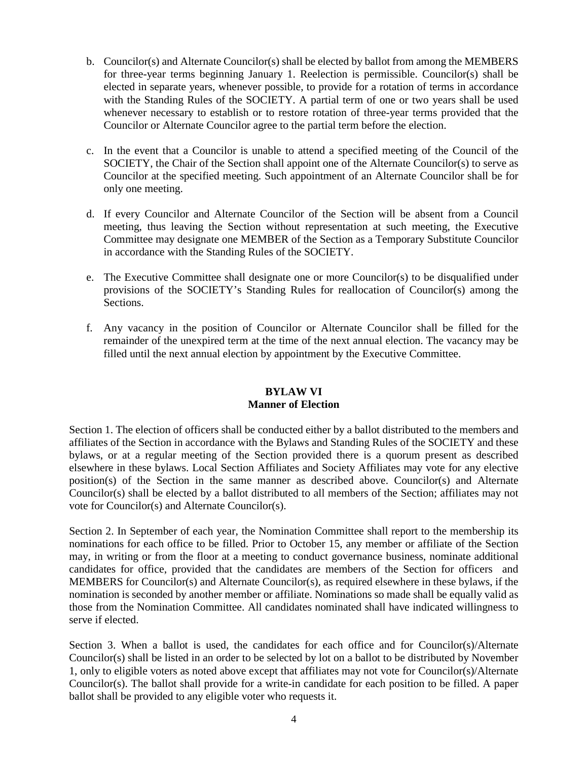b. Councilor(s) and Alternate Councilor(s) shall be elected by ballot from among the MEMBERS for three-year terms beginning January 1. Reelection is permissible. Councilor(s) shall be elected in separate years, whenever possible, to provide for a rotation of terms in accordance with the Standing Rules of the SOCIETY. A partial term of one or two years shall be used whenever necessary to establish or to restore rotation of three-year terms provided that the Councilor or Alternate Councilor agree to the partial term before the election.

c. In the event that a Councilor is unable to attend a specified meeting of the Council of the SOCIETY, the Chair of the Section shall appoint one of the Alternate Councilor(s) to serve as Councilor at the specified meeting. Such appointment of an Alternate Councilor shall be for only one meeting.

d. If every Councilor and Alternate Councilor of the Section will be absent from a Council meeting, thus leaving the Section without representation at such meeting, the Executive Committee may designate one MEMBER of the Section as a Temporary Substitute Councilor in accordance with the Standing Rules of the SOCIETY.

e. The Executive Committee shall designate one or more Councilor(s) to be disqualified under provisions of the SOCIETY's Standing Rules for reallocation of Councilor(s) among the Sections.

f. Any vacancy in the position of Councilor or Alternate Councilor shall be filled for the remainder of the unexpired term at the time of the next annual election. The vacancy may be filled until the next annual election by appointment by the Executive Committee.

## BYLAW VI
## Manner of Election

Section 1. The election of officers shall be conducted either by a ballot distributed to the members and affiliates of the Section in accordance with the Bylaws and Standing Rules of the SOCIETY and these bylaws, or at a regular meeting of the Section provided there is a quorum present as described elsewhere in these bylaws. Local Section Affiliates and Society Affiliates may vote for any elective position(s) of the Section in the same manner as described above. Councilor(s) and Alternate Councilor(s) shall be elected by a ballot distributed to all members of the Section; affiliates may not vote for Councilor(s) and Alternate Councilor(s).

Section 2. In September of each year, the Nomination Committee shall report to the membership its nominations for each office to be filled. Prior to October 15, any member or affiliate of the Section may, in writing or from the floor at a meeting to conduct governance business, nominate additional candidates for office, provided that the candidates are members of the Section for officers and MEMBERS for Councilor(s) and Alternate Councilor(s), as required elsewhere in these bylaws, if the nomination is seconded by another member or affiliate. Nominations so made shall be equally valid as those from the Nomination Committee. All candidates nominated shall have indicated willingness to serve if elected.

Section 3. When a ballot is used, the candidates for each office and for Councilor(s)/Alternate Councilor(s) shall be listed in an order to be selected by lot on a ballot to be distributed by November 1, only to eligible voters as noted above except that affiliates may not vote for Councilor(s)/Alternate Councilor(s). The ballot shall provide for a write-in candidate for each position to be filled. A paper ballot shall be provided to any eligible voter who requests it.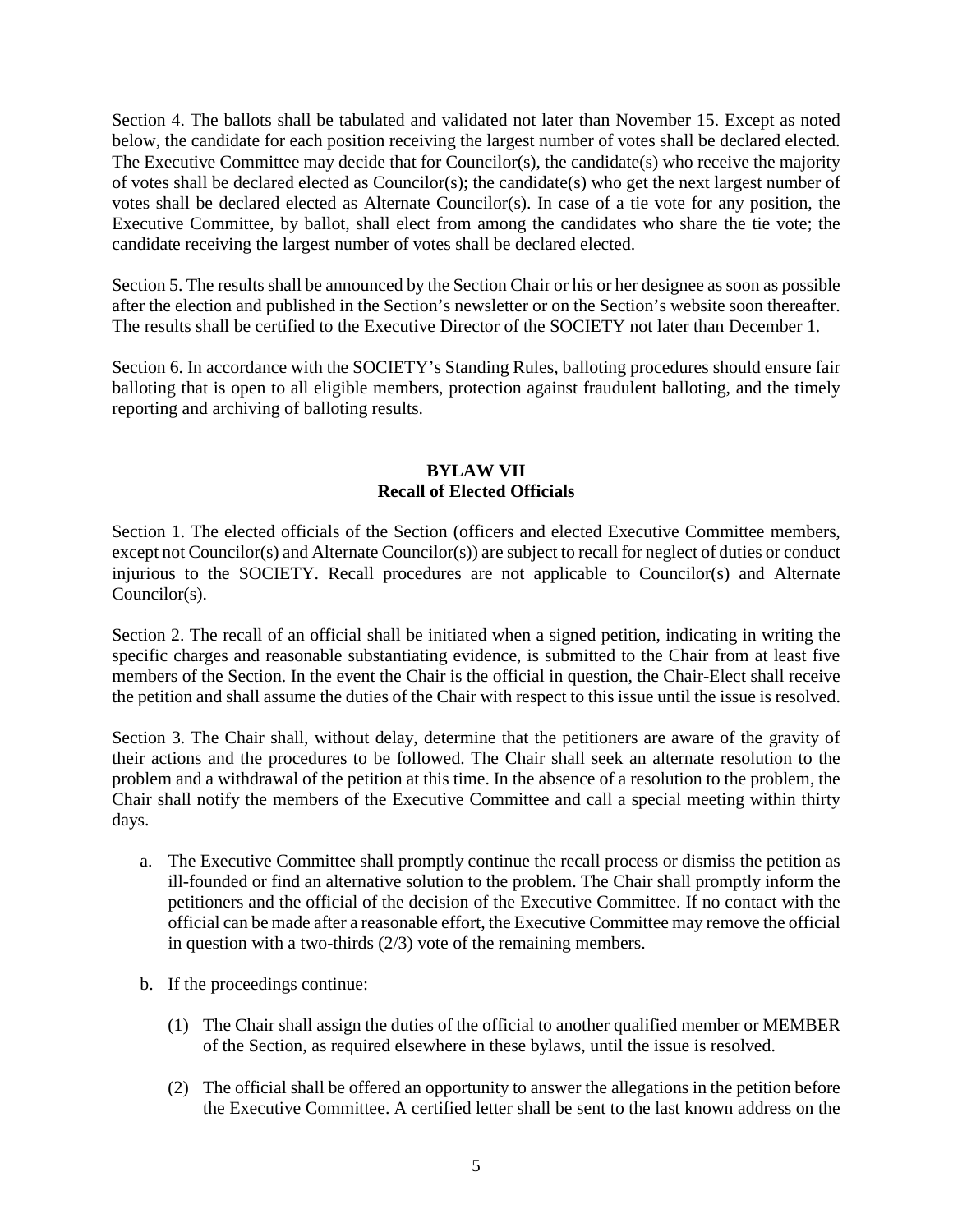Section 4. The ballots shall be tabulated and validated not later than November 15. Except as noted below, the candidate for each position receiving the largest number of votes shall be declared elected. The Executive Committee may decide that for Councilor(s), the candidate(s) who receive the majority of votes shall be declared elected as Councilor(s); the candidate(s) who get the next largest number of votes shall be declared elected as Alternate Councilor(s). In case of a tie vote for any position, the Executive Committee, by ballot, shall elect from among the candidates who share the tie vote; the candidate receiving the largest number of votes shall be declared elected.

Section 5. The results shall be announced by the Section Chair or his or her designee as soon as possible after the election and published in the Section's newsletter or on the Section's website soon thereafter. The results shall be certified to the Executive Director of the SOCIETY not later than December 1.

Section 6. In accordance with the SOCIETY's Standing Rules, balloting procedures should ensure fair balloting that is open to all eligible members, protection against fraudulent balloting, and the timely reporting and archiving of balloting results.

## BYLAW VII
## Recall of Elected Officials

Section 1. The elected officials of the Section (officers and elected Executive Committee members, except not Councilor(s) and Alternate Councilor(s)) are subject to recall for neglect of duties or conduct injurious to the SOCIETY. Recall procedures are not applicable to Councilor(s) and Alternate Councilor(s).

Section 2. The recall of an official shall be initiated when a signed petition, indicating in writing the specific charges and reasonable substantiating evidence, is submitted to the Chair from at least five members of the Section. In the event the Chair is the official in question, the Chair-Elect shall receive the petition and shall assume the duties of the Chair with respect to this issue until the issue is resolved.

Section 3. The Chair shall, without delay, determine that the petitioners are aware of the gravity of their actions and the procedures to be followed. The Chair shall seek an alternate resolution to the problem and a withdrawal of the petition at this time. In the absence of a resolution to the problem, the Chair shall notify the members of the Executive Committee and call a special meeting within thirty days.

a. The Executive Committee shall promptly continue the recall process or dismiss the petition as ill-founded or find an alternative solution to the problem. The Chair shall promptly inform the petitioners and the official of the decision of the Executive Committee. If no contact with the official can be made after a reasonable effort, the Executive Committee may remove the official in question with a two-thirds (2/3) vote of the remaining members.

b. If the proceedings continue:

   (1) The Chair shall assign the duties of the official to another qualified member or MEMBER of the Section, as required elsewhere in these bylaws, until the issue is resolved.

   (2) The official shall be offered an opportunity to answer the allegations in the petition before the Executive Committee. A certified letter shall be sent to the last known address on the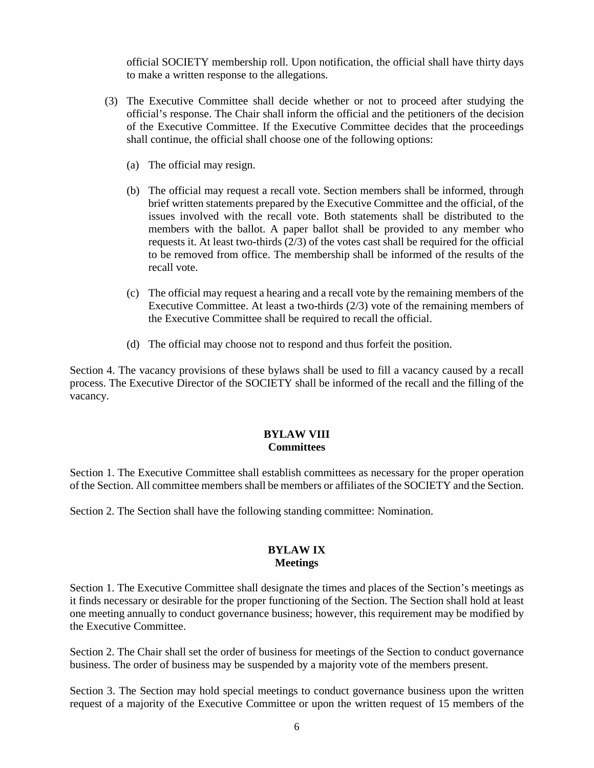official SOCIETY membership roll. Upon notification, the official shall have thirty days to make a written response to the allegations.

(3) The Executive Committee shall decide whether or not to proceed after studying the official's response. The Chair shall inform the official and the petitioners of the decision of the Executive Committee. If the Executive Committee decides that the proceedings shall continue, the official shall choose one of the following options:

   (a) The official may resign.

   (b) The official may request a recall vote. Section members shall be informed, through brief written statements prepared by the Executive Committee and the official, of the issues involved with the recall vote. Both statements shall be distributed to the members with the ballot. A paper ballot shall be provided to any member who requests it. At least two-thirds (2/3) of the votes cast shall be required for the official to be removed from office. The membership shall be informed of the results of the recall vote.

   (c) The official may request a hearing and a recall vote by the remaining members of the Executive Committee. At least a two-thirds (2/3) vote of the remaining members of the Executive Committee shall be required to recall the official.

   (d) The official may choose not to respond and thus forfeit the position.

Section 4. The vacancy provisions of these bylaws shall be used to fill a vacancy caused by a recall process. The Executive Director of the SOCIETY shall be informed of the recall and the filling of the vacancy.

## BYLAW VIII
## Committees

Section 1. The Executive Committee shall establish committees as necessary for the proper operation of the Section. All committee members shall be members or affiliates of the SOCIETY and the Section.

Section 2. The Section shall have the following standing committee: Nomination.

## BYLAW IX
## Meetings

Section 1. The Executive Committee shall designate the times and places of the Section's meetings as it finds necessary or desirable for the proper functioning of the Section. The Section shall hold at least one meeting annually to conduct governance business; however, this requirement may be modified by the Executive Committee.

Section 2. The Chair shall set the order of business for meetings of the Section to conduct governance business. The order of business may be suspended by a majority vote of the members present.

Section 3. The Section may hold special meetings to conduct governance business upon the written request of a majority of the Executive Committee or upon the written request of 15 members of the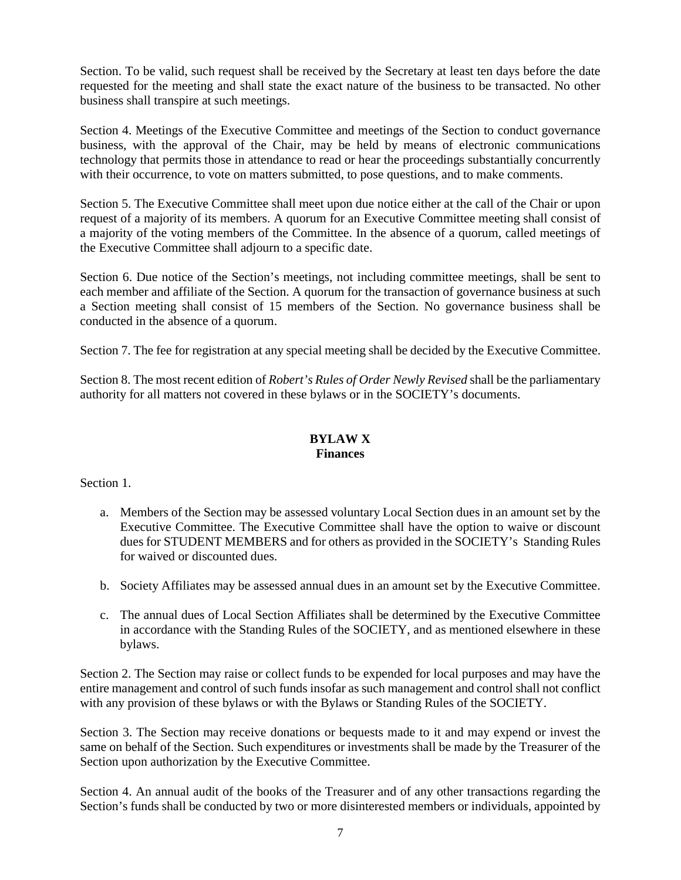Section. To be valid, such request shall be received by the Secretary at least ten days before the date requested for the meeting and shall state the exact nature of the business to be transacted. No other business shall transpire at such meetings.

Section 4. Meetings of the Executive Committee and meetings of the Section to conduct governance business, with the approval of the Chair, may be held by means of electronic communications technology that permits those in attendance to read or hear the proceedings substantially concurrently with their occurrence, to vote on matters submitted, to pose questions, and to make comments.

Section 5. The Executive Committee shall meet upon due notice either at the call of the Chair or upon request of a majority of its members. A quorum for an Executive Committee meeting shall consist of a majority of the voting members of the Committee. In the absence of a quorum, called meetings of the Executive Committee shall adjourn to a specific date.

Section 6. Due notice of the Section's meetings, not including committee meetings, shall be sent to each member and affiliate of the Section. A quorum for the transaction of governance business at such a Section meeting shall consist of 15 members of the Section. No governance business shall be conducted in the absence of a quorum.

Section 7. The fee for registration at any special meeting shall be decided by the Executive Committee.

Section 8. The most recent edition of *Robert's Rules of Order Newly Revised* shall be the parliamentary authority for all matters not covered in these bylaws or in the SOCIETY's documents.

## BYLAW X
## Finances

Section 1.

a. Members of the Section may be assessed voluntary Local Section dues in an amount set by the Executive Committee. The Executive Committee shall have the option to waive or discount dues for STUDENT MEMBERS and for others as provided in the SOCIETY's Standing Rules for waived or discounted dues.

b. Society Affiliates may be assessed annual dues in an amount set by the Executive Committee.

c. The annual dues of Local Section Affiliates shall be determined by the Executive Committee in accordance with the Standing Rules of the SOCIETY, and as mentioned elsewhere in these bylaws.

Section 2. The Section may raise or collect funds to be expended for local purposes and may have the entire management and control of such funds insofar as such management and control shall not conflict with any provision of these bylaws or with the Bylaws or Standing Rules of the SOCIETY.

Section 3. The Section may receive donations or bequests made to it and may expend or invest the same on behalf of the Section. Such expenditures or investments shall be made by the Treasurer of the Section upon authorization by the Executive Committee.

Section 4. An annual audit of the books of the Treasurer and of any other transactions regarding the Section's funds shall be conducted by two or more disinterested members or individuals, appointed by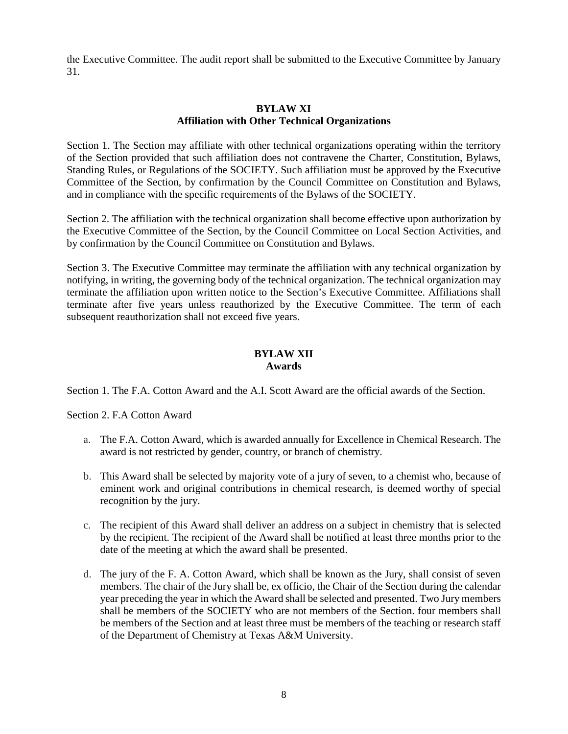the Executive Committee. The audit report shall be submitted to the Executive Committee by January 31.

## BYLAW XI
## Affiliation with Other Technical Organizations

Section 1. The Section may affiliate with other technical organizations operating within the territory of the Section provided that such affiliation does not contravene the Charter, Constitution, Bylaws, Standing Rules, or Regulations of the SOCIETY. Such affiliation must be approved by the Executive Committee of the Section, by confirmation by the Council Committee on Constitution and Bylaws, and in compliance with the specific requirements of the Bylaws of the SOCIETY.

Section 2. The affiliation with the technical organization shall become effective upon authorization by the Executive Committee of the Section, by the Council Committee on Local Section Activities, and by confirmation by the Council Committee on Constitution and Bylaws.

Section 3. The Executive Committee may terminate the affiliation with any technical organization by notifying, in writing, the governing body of the technical organization. The technical organization may terminate the affiliation upon written notice to the Section's Executive Committee. Affiliations shall terminate after five years unless reauthorized by the Executive Committee. The term of each subsequent reauthorization shall not exceed five years.

## BYLAW XII
## Awards

Section 1. The F.A. Cotton Award and the A.I. Scott Award are the official awards of the Section.

Section 2. F.A Cotton Award

a. The F.A. Cotton Award, which is awarded annually for Excellence in Chemical Research. The award is not restricted by gender, country, or branch of chemistry.

b. This Award shall be selected by majority vote of a jury of seven, to a chemist who, because of eminent work and original contributions in chemical research, is deemed worthy of special recognition by the jury.

c. The recipient of this Award shall deliver an address on a subject in chemistry that is selected by the recipient. The recipient of the Award shall be notified at least three months prior to the date of the meeting at which the award shall be presented.

d. The jury of the F. A. Cotton Award, which shall be known as the Jury, shall consist of seven members. The chair of the Jury shall be, ex officio, the Chair of the Section during the calendar year preceding the year in which the Award shall be selected and presented. Two Jury members shall be members of the SOCIETY who are not members of the Section. four members shall be members of the Section and at least three must be members of the teaching or research staff of the Department of Chemistry at Texas A&M University.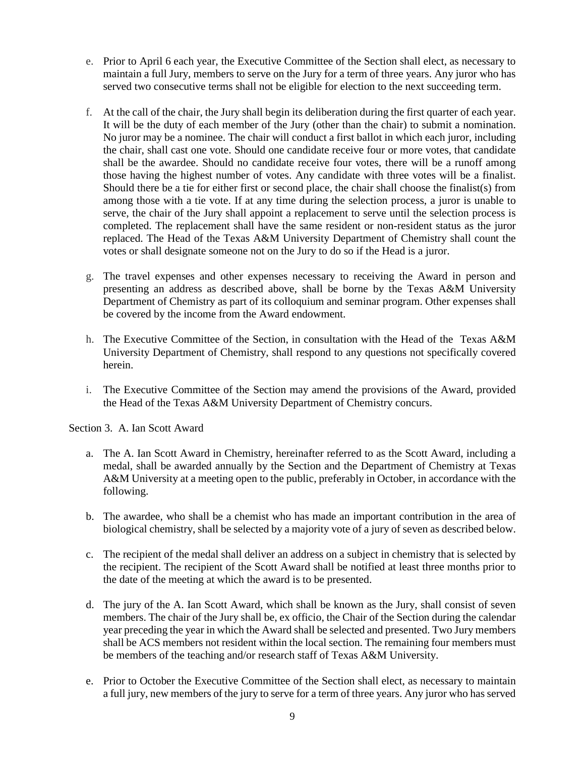e. Prior to April 6 each year, the Executive Committee of the Section shall elect, as necessary to maintain a full Jury, members to serve on the Jury for a term of three years. Any juror who has served two consecutive terms shall not be eligible for election to the next succeeding term.

f. At the call of the chair, the Jury shall begin its deliberation during the first quarter of each year. It will be the duty of each member of the Jury (other than the chair) to submit a nomination. No juror may be a nominee. The chair will conduct a first ballot in which each juror, including the chair, shall cast one vote. Should one candidate receive four or more votes, that candidate shall be the awardee. Should no candidate receive four votes, there will be a runoff among those having the highest number of votes. Any candidate with three votes will be a finalist. Should there be a tie for either first or second place, the chair shall choose the finalist(s) from among those with a tie vote. If at any time during the selection process, a juror is unable to serve, the chair of the Jury shall appoint a replacement to serve until the selection process is completed. The replacement shall have the same resident or non-resident status as the juror replaced. The Head of the Texas A&M University Department of Chemistry shall count the votes or shall designate someone not on the Jury to do so if the Head is a juror.

g. The travel expenses and other expenses necessary to receiving the Award in person and presenting an address as described above, shall be borne by the Texas A&M University Department of Chemistry as part of its colloquium and seminar program. Other expenses shall be covered by the income from the Award endowment.

h. The Executive Committee of the Section, in consultation with the Head of the Texas A&M University Department of Chemistry, shall respond to any questions not specifically covered herein.

i. The Executive Committee of the Section may amend the provisions of the Award, provided the Head of the Texas A&M University Department of Chemistry concurs.

Section 3. A. Ian Scott Award

a. The A. Ian Scott Award in Chemistry, hereinafter referred to as the Scott Award, including a medal, shall be awarded annually by the Section and the Department of Chemistry at Texas A&M University at a meeting open to the public, preferably in October, in accordance with the following.

b. The awardee, who shall be a chemist who has made an important contribution in the area of biological chemistry, shall be selected by a majority vote of a jury of seven as described below.

c. The recipient of the medal shall deliver an address on a subject in chemistry that is selected by the recipient. The recipient of the Scott Award shall be notified at least three months prior to the date of the meeting at which the award is to be presented.

d. The jury of the A. Ian Scott Award, which shall be known as the Jury, shall consist of seven members. The chair of the Jury shall be, ex officio, the Chair of the Section during the calendar year preceding the year in which the Award shall be selected and presented. Two Jury members shall be ACS members not resident within the local section. The remaining four members must be members of the teaching and/or research staff of Texas A&M University.

e. Prior to October the Executive Committee of the Section shall elect, as necessary to maintain a full jury, new members of the jury to serve for a term of three years. Any juror who has served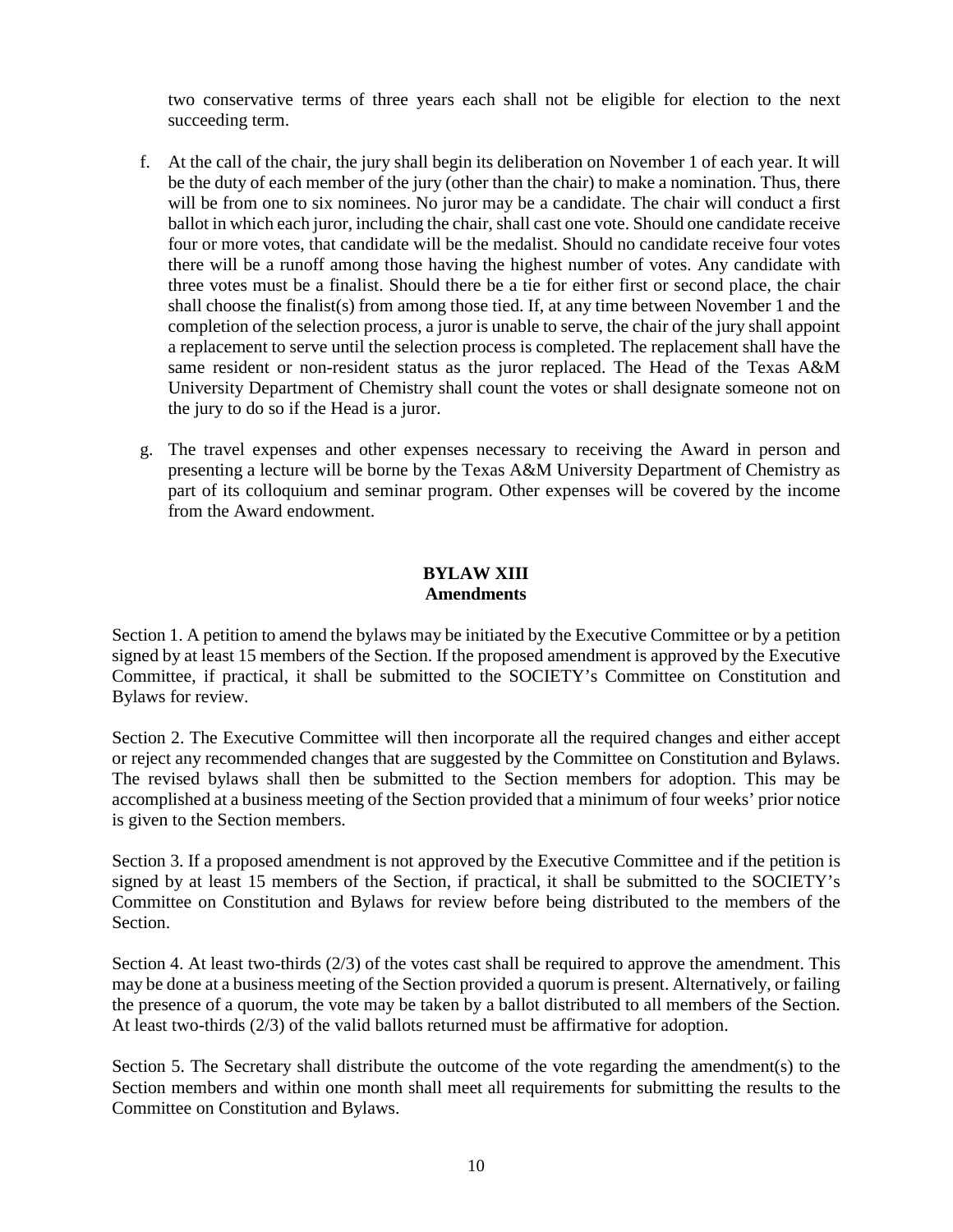two conservative terms of three years each shall not be eligible for election to the next succeeding term.

f. At the call of the chair, the jury shall begin its deliberation on November 1 of each year. It will be the duty of each member of the jury (other than the chair) to make a nomination. Thus, there will be from one to six nominees. No juror may be a candidate. The chair will conduct a first ballot in which each juror, including the chair, shall cast one vote. Should one candidate receive four or more votes, that candidate will be the medalist. Should no candidate receive four votes there will be a runoff among those having the highest number of votes. Any candidate with three votes must be a finalist. Should there be a tie for either first or second place, the chair shall choose the finalist(s) from among those tied. If, at any time between November 1 and the completion of the selection process, a juror is unable to serve, the chair of the jury shall appoint a replacement to serve until the selection process is completed. The replacement shall have the same resident or non-resident status as the juror replaced. The Head of the Texas A&M University Department of Chemistry shall count the votes or shall designate someone not on the jury to do so if the Head is a juror.

g. The travel expenses and other expenses necessary to receiving the Award in person and presenting a lecture will be borne by the Texas A&M University Department of Chemistry as part of its colloquium and seminar program. Other expenses will be covered by the income from the Award endowment.

## BYLAW XIII
## Amendments

Section 1. A petition to amend the bylaws may be initiated by the Executive Committee or by a petition signed by at least 15 members of the Section. If the proposed amendment is approved by the Executive Committee, if practical, it shall be submitted to the SOCIETY's Committee on Constitution and Bylaws for review.

Section 2. The Executive Committee will then incorporate all the required changes and either accept or reject any recommended changes that are suggested by the Committee on Constitution and Bylaws. The revised bylaws shall then be submitted to the Section members for adoption. This may be accomplished at a business meeting of the Section provided that a minimum of four weeks' prior notice is given to the Section members.

Section 3. If a proposed amendment is not approved by the Executive Committee and if the petition is signed by at least 15 members of the Section, if practical, it shall be submitted to the SOCIETY's Committee on Constitution and Bylaws for review before being distributed to the members of the Section.

Section 4. At least two-thirds (2/3) of the votes cast shall be required to approve the amendment. This may be done at a business meeting of the Section provided a quorum is present. Alternatively, or failing the presence of a quorum, the vote may be taken by a ballot distributed to all members of the Section. At least two-thirds (2/3) of the valid ballots returned must be affirmative for adoption.

Section 5. The Secretary shall distribute the outcome of the vote regarding the amendment(s) to the Section members and within one month shall meet all requirements for submitting the results to the Committee on Constitution and Bylaws.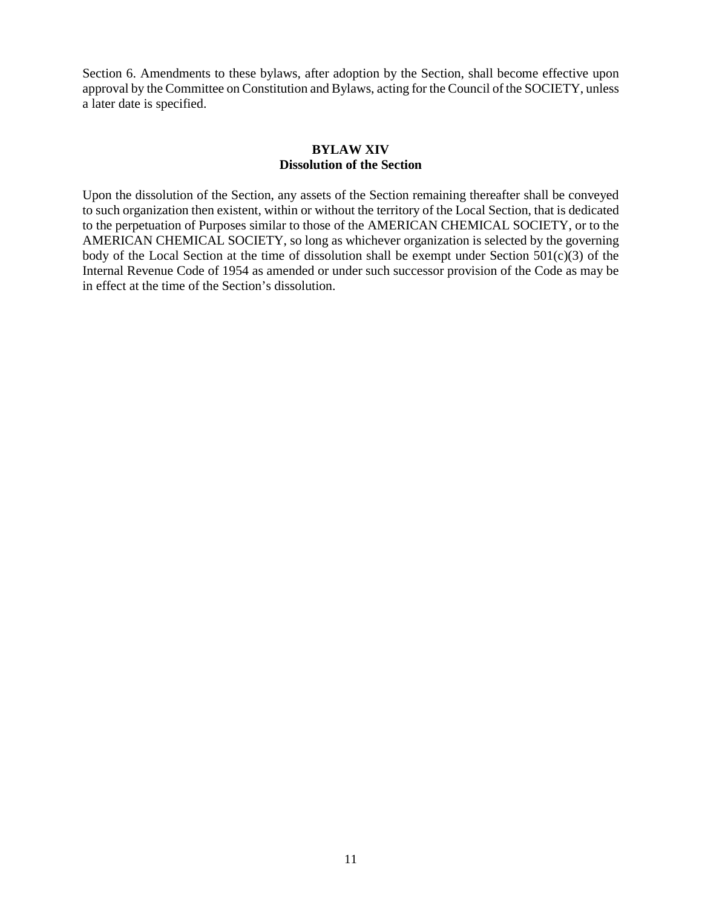Section 6. Amendments to these bylaws, after adoption by the Section, shall become effective upon approval by the Committee on Constitution and Bylaws, acting for the Council of the SOCIETY, unless a later date is specified.

## BYLAW XIV
## Dissolution of the Section

Upon the dissolution of the Section, any assets of the Section remaining thereafter shall be conveyed to such organization then existent, within or without the territory of the Local Section, that is dedicated to the perpetuation of Purposes similar to those of the AMERICAN CHEMICAL SOCIETY, or to the AMERICAN CHEMICAL SOCIETY, so long as whichever organization is selected by the governing body of the Local Section at the time of dissolution shall be exempt under Section 501(c)(3) of the Internal Revenue Code of 1954 as amended or under such successor provision of the Code as may be in effect at the time of the Section's dissolution.